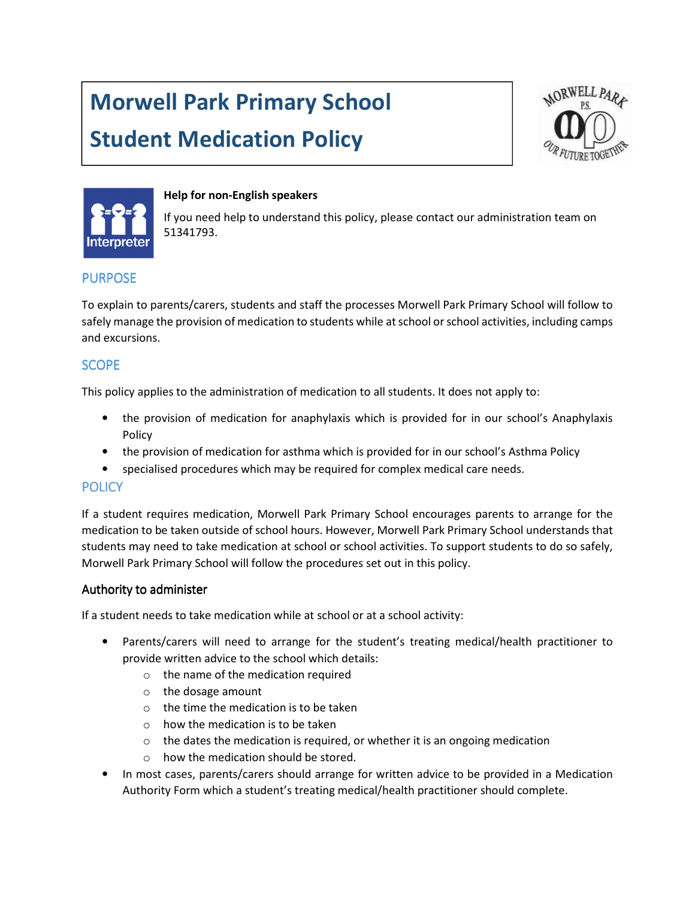# Morwell Park Primary School

# Student Medication Policy

**Help for non-English speakers**

If you need help to understand this policy, please contact our administration team on 51341793.

## PURPOSE

To explain to parents/carers, students and staff the processes Morwell Park Primary School will follow to safely manage the provision of medication to students while at school or school activities, including camps and excursions.

## SCOPE

This policy applies to the administration of medication to all students. It does not apply to:

- the provision of medication for anaphylaxis which is provided for in our school's Anaphylaxis Policy
- the provision of medication for asthma which is provided for in our school's Asthma Policy
- specialised procedures which may be required for complex medical care needs.

## POLICY

If a student requires medication, Morwell Park Primary School encourages parents to arrange for the medication to be taken outside of school hours. However, Morwell Park Primary School understands that students may need to take medication at school or school activities. To support students to do so safely, Morwell Park Primary School will follow the procedures set out in this policy.

### Authority to administer

If a student needs to take medication while at school or at a school activity:

- Parents/carers will need to arrange for the student's treating medical/health practitioner to provide written advice to the school which details:
  - the name of the medication required
  - the dosage amount
  - the time the medication is to be taken
  - how the medication is to be taken
  - the dates the medication is required, or whether it is an ongoing medication
  - how the medication should be stored.
- In most cases, parents/carers should arrange for written advice to be provided in a Medication Authority Form which a student's treating medical/health practitioner should complete.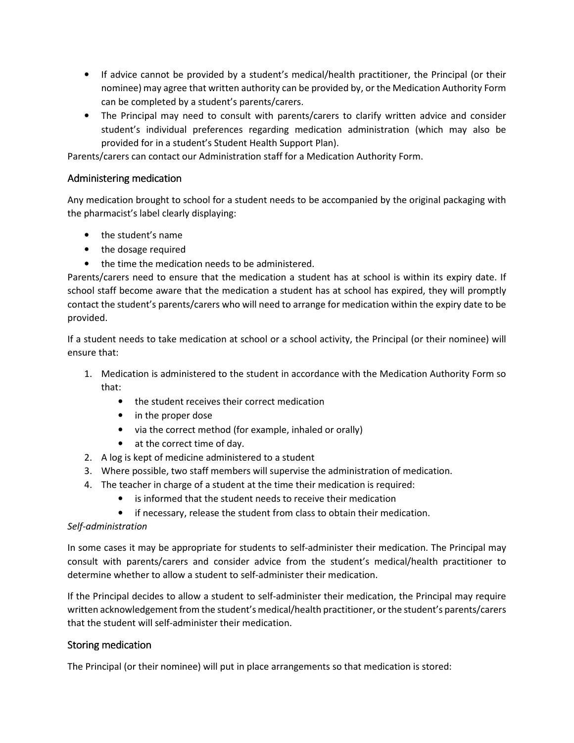- If advice cannot be provided by a student's medical/health practitioner, the Principal (or their nominee) may agree that written authority can be provided by, or the Medication Authority Form can be completed by a student's parents/carers.
- The Principal may need to consult with parents/carers to clarify written advice and consider student's individual preferences regarding medication administration (which may also be provided for in a student's Student Health Support Plan).

Parents/carers can contact our Administration staff for a Medication Authority Form.

## Administering medication

Any medication brought to school for a student needs to be accompanied by the original packaging with the pharmacist's label clearly displaying:

- the student's name
- the dosage required
- the time the medication needs to be administered.

Parents/carers need to ensure that the medication a student has at school is within its expiry date. If school staff become aware that the medication a student has at school has expired, they will promptly contact the student's parents/carers who will need to arrange for medication within the expiry date to be provided.

If a student needs to take medication at school or a school activity, the Principal (or their nominee) will ensure that:

1. Medication is administered to the student in accordance with the Medication Authority Form so that:
   - the student receives their correct medication
   - in the proper dose
   - via the correct method (for example, inhaled or orally)
   - at the correct time of day.
2. A log is kept of medicine administered to a student
3. Where possible, two staff members will supervise the administration of medication.
4. The teacher in charge of a student at the time their medication is required:
   - is informed that the student needs to receive their medication
   - if necessary, release the student from class to obtain their medication.

*Self-administration*

In some cases it may be appropriate for students to self-administer their medication. The Principal may consult with parents/carers and consider advice from the student's medical/health practitioner to determine whether to allow a student to self-administer their medication.

If the Principal decides to allow a student to self-administer their medication, the Principal may require written acknowledgement from the student's medical/health practitioner, or the student's parents/carers that the student will self-administer their medication.

## Storing medication

The Principal (or their nominee) will put in place arrangements so that medication is stored: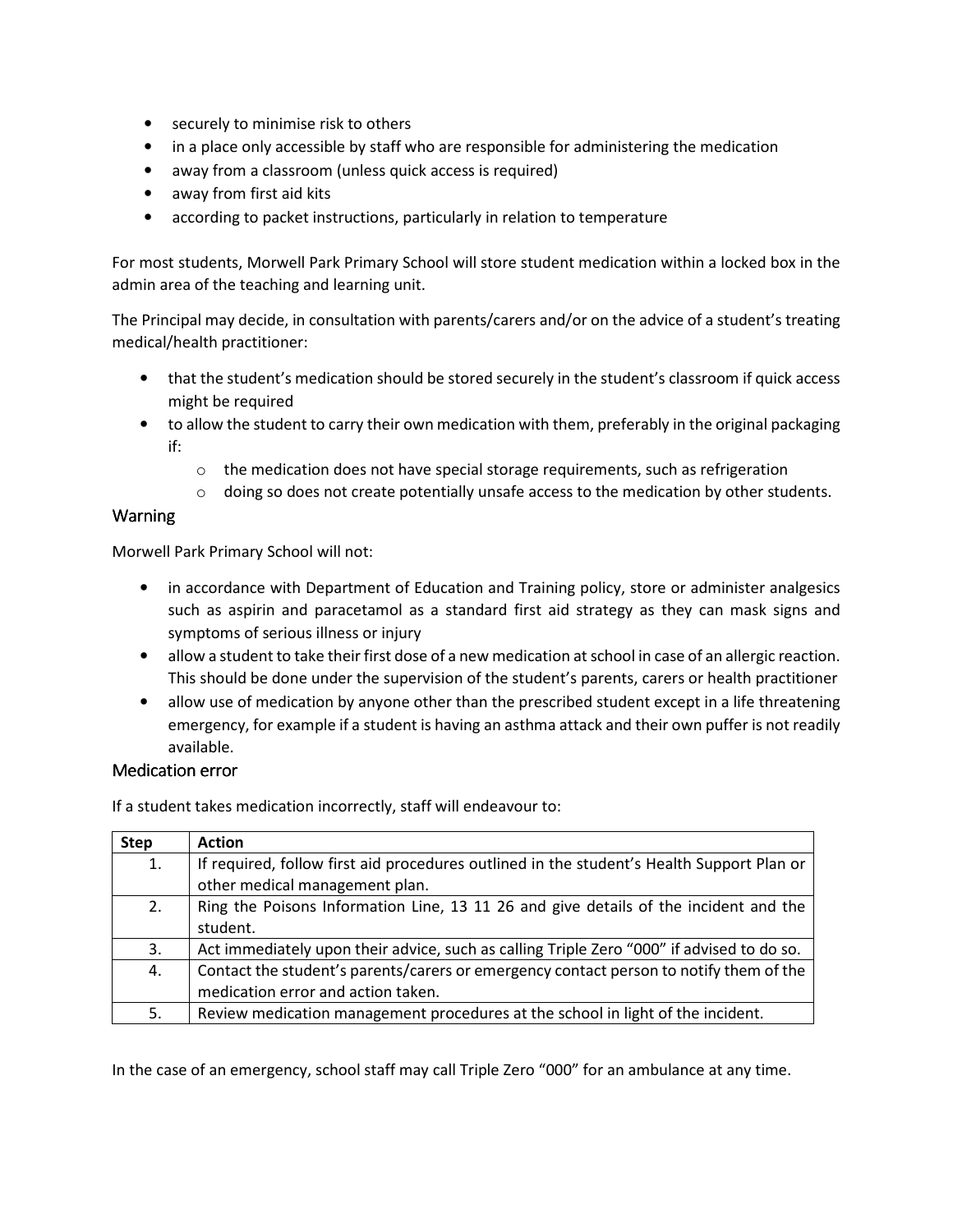- securely to minimise risk to others
- in a place only accessible by staff who are responsible for administering the medication
- away from a classroom (unless quick access is required)
- away from first aid kits
- according to packet instructions, particularly in relation to temperature

For most students, Morwell Park Primary School will store student medication within a locked box in the admin area of the teaching and learning unit.

The Principal may decide, in consultation with parents/carers and/or on the advice of a student's treating medical/health practitioner:

- that the student's medication should be stored securely in the student's classroom if quick access might be required
- to allow the student to carry their own medication with them, preferably in the original packaging if:
  - the medication does not have special storage requirements, such as refrigeration
  - doing so does not create potentially unsafe access to the medication by other students.

## Warning

Morwell Park Primary School will not:

- in accordance with Department of Education and Training policy, store or administer analgesics such as aspirin and paracetamol as a standard first aid strategy as they can mask signs and symptoms of serious illness or injury
- allow a student to take their first dose of a new medication at school in case of an allergic reaction. This should be done under the supervision of the student's parents, carers or health practitioner
- allow use of medication by anyone other than the prescribed student except in a life threatening emergency, for example if a student is having an asthma attack and their own puffer is not readily available.

## Medication error

If a student takes medication incorrectly, staff will endeavour to:

| Step | Action |
|---|---|
| 1. | If required, follow first aid procedures outlined in the student's Health Support Plan or other medical management plan. |
| 2. | Ring the Poisons Information Line, 13 11 26 and give details of the incident and the student. |
| 3. | Act immediately upon their advice, such as calling Triple Zero "000" if advised to do so. |
| 4. | Contact the student's parents/carers or emergency contact person to notify them of the medication error and action taken. |
| 5. | Review medication management procedures at the school in light of the incident. |

In the case of an emergency, school staff may call Triple Zero "000" for an ambulance at any time.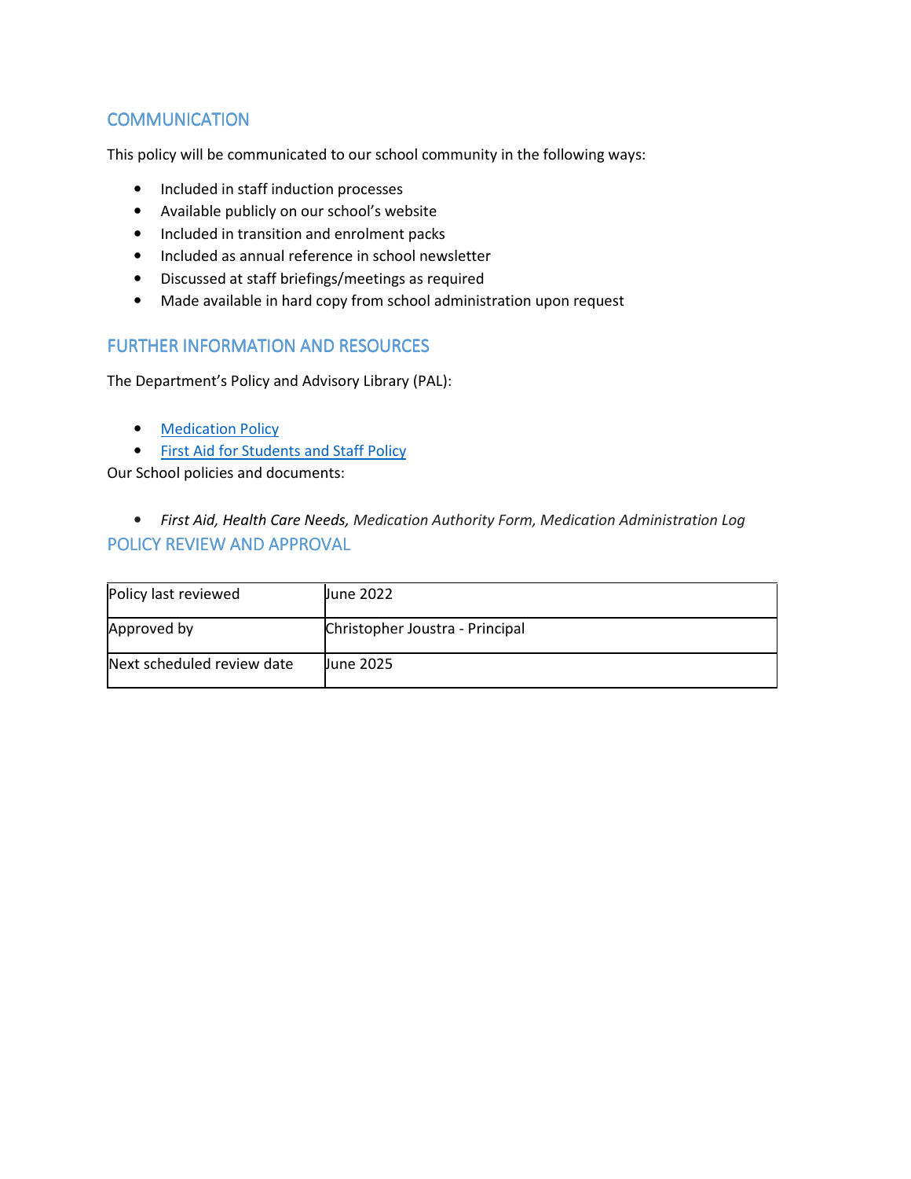## COMMUNICATION

This policy will be communicated to our school community in the following ways:

- Included in staff induction processes
- Available publicly on our school's website
- Included in transition and enrolment packs
- Included as annual reference in school newsletter
- Discussed at staff briefings/meetings as required
- Made available in hard copy from school administration upon request

## FURTHER INFORMATION AND RESOURCES

The Department's Policy and Advisory Library (PAL):

- Medication Policy
- First Aid for Students and Staff Policy

Our School policies and documents:

- *First Aid, Health Care Needs, Medication Authority Form, Medication Administration Log*

## POLICY REVIEW AND APPROVAL

| | |
|---|---|
| Policy last reviewed | June 2022 |
| Approved by | Christopher Joustra - Principal |
| Next scheduled review date | June 2025 |